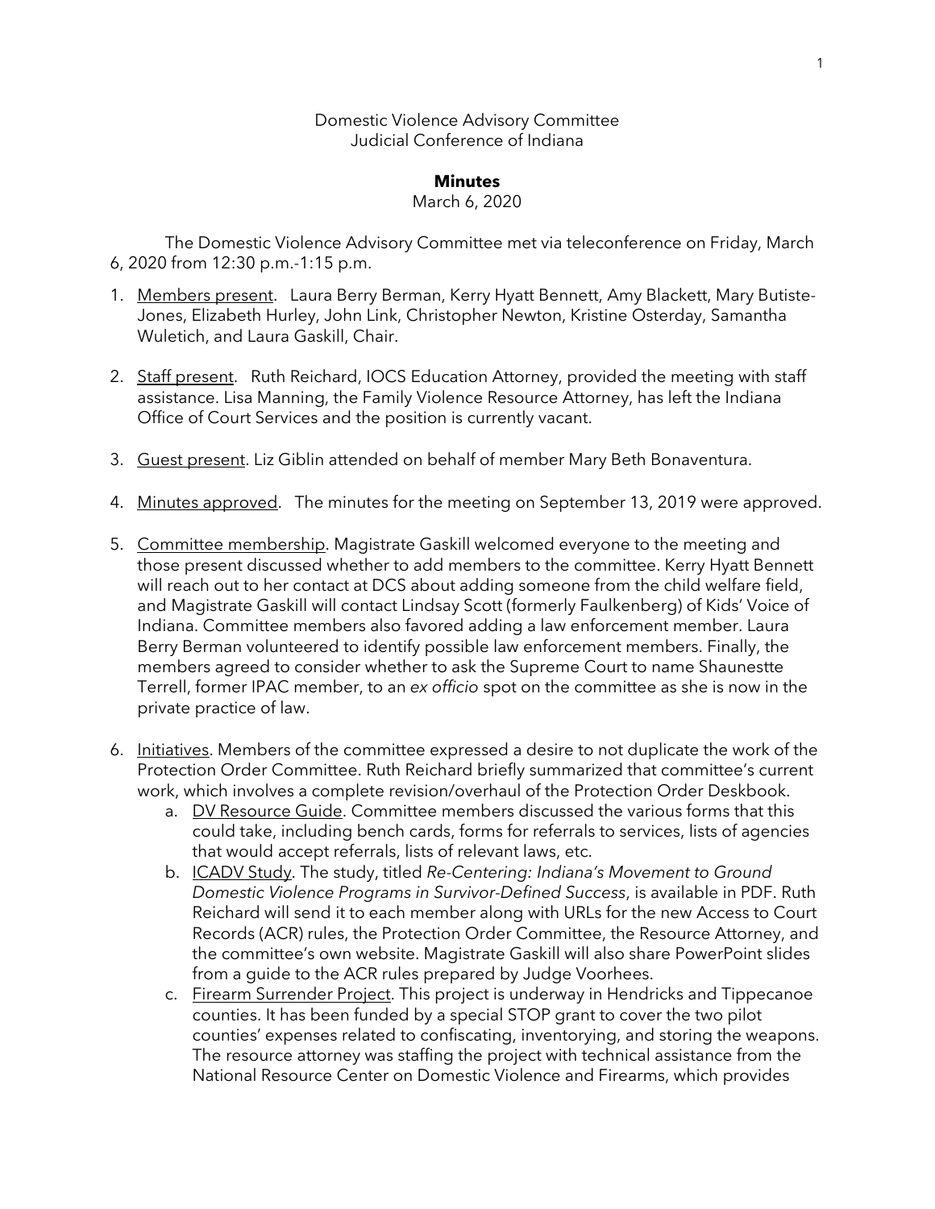Domestic Violence Advisory Committee
Judicial Conference of Indiana

**Minutes**
March 6, 2020

The Domestic Violence Advisory Committee met via teleconference on Friday, March 6, 2020 from 12:30 p.m.-1:15 p.m.

1. Members present. Laura Berry Berman, Kerry Hyatt Bennett, Amy Blackett, Mary Butiste-Jones, Elizabeth Hurley, John Link, Christopher Newton, Kristine Osterday, Samantha Wuletich, and Laura Gaskill, Chair.

2. Staff present. Ruth Reichard, IOCS Education Attorney, provided the meeting with staff assistance. Lisa Manning, the Family Violence Resource Attorney, has left the Indiana Office of Court Services and the position is currently vacant.

3. Guest present. Liz Giblin attended on behalf of member Mary Beth Bonaventura.

4. Minutes approved. The minutes for the meeting on September 13, 2019 were approved.

5. Committee membership. Magistrate Gaskill welcomed everyone to the meeting and those present discussed whether to add members to the committee. Kerry Hyatt Bennett will reach out to her contact at DCS about adding someone from the child welfare field, and Magistrate Gaskill will contact Lindsay Scott (formerly Faulkenberg) of Kids' Voice of Indiana. Committee members also favored adding a law enforcement member. Laura Berry Berman volunteered to identify possible law enforcement members. Finally, the members agreed to consider whether to ask the Supreme Court to name Shaunestte Terrell, former IPAC member, to an *ex officio* spot on the committee as she is now in the private practice of law.

6. Initiatives. Members of the committee expressed a desire to not duplicate the work of the Protection Order Committee. Ruth Reichard briefly summarized that committee's current work, which involves a complete revision/overhaul of the Protection Order Deskbook.
   a. DV Resource Guide. Committee members discussed the various forms that this could take, including bench cards, forms for referrals to services, lists of agencies that would accept referrals, lists of relevant laws, etc.
   b. ICADV Study. The study, titled *Re-Centering: Indiana's Movement to Ground Domestic Violence Programs in Survivor-Defined Success*, is available in PDF. Ruth Reichard will send it to each member along with URLs for the new Access to Court Records (ACR) rules, the Protection Order Committee, the Resource Attorney, and the committee's own website. Magistrate Gaskill will also share PowerPoint slides from a guide to the ACR rules prepared by Judge Voorhees.
   c. Firearm Surrender Project. This project is underway in Hendricks and Tippecanoe counties. It has been funded by a special STOP grant to cover the two pilot counties' expenses related to confiscating, inventorying, and storing the weapons. The resource attorney was staffing the project with technical assistance from the National Resource Center on Domestic Violence and Firearms, which provides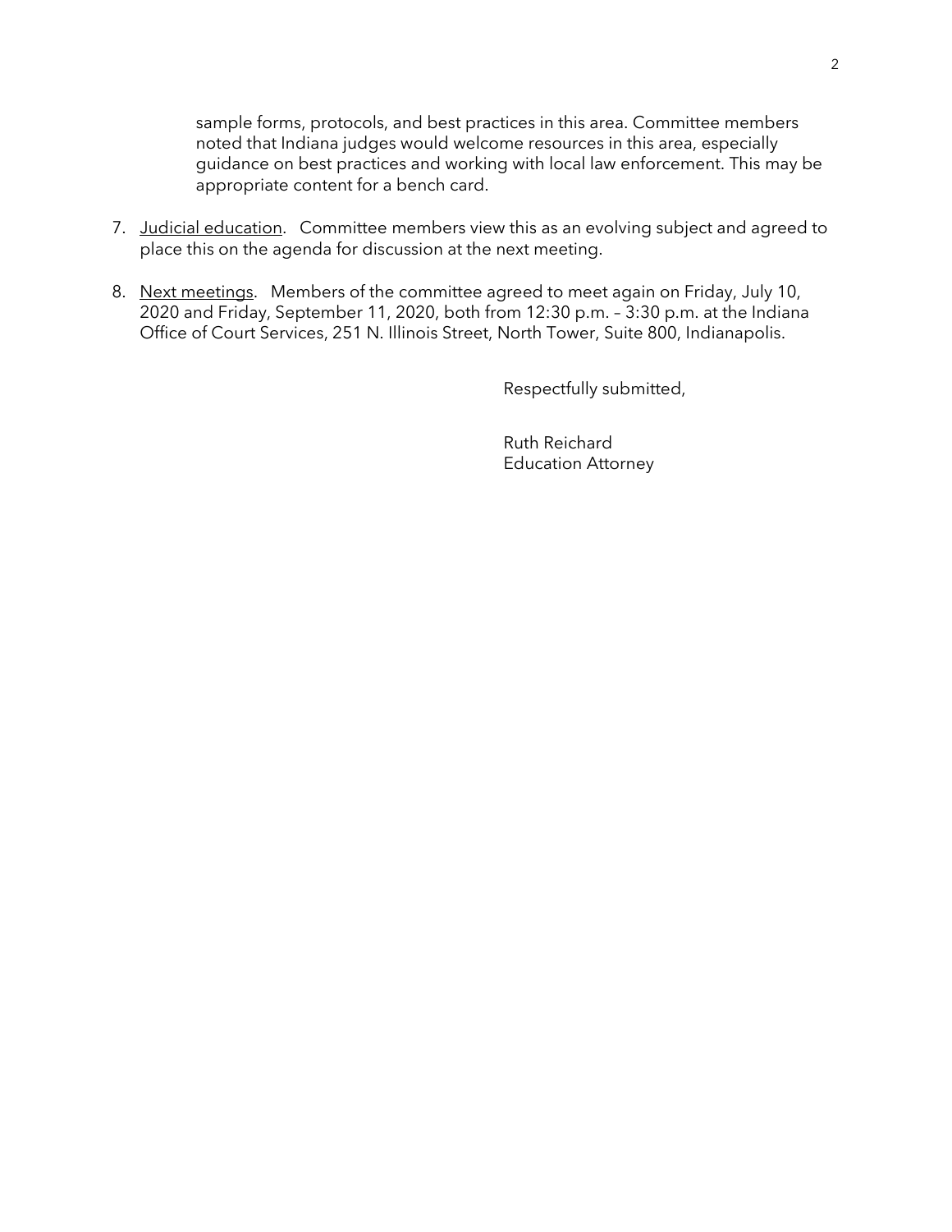sample forms, protocols, and best practices in this area. Committee members noted that Indiana judges would welcome resources in this area, especially guidance on best practices and working with local law enforcement. This may be appropriate content for a bench card.

7. Judicial education. Committee members view this as an evolving subject and agreed to place this on the agenda for discussion at the next meeting.

8. Next meetings. Members of the committee agreed to meet again on Friday, July 10, 2020 and Friday, September 11, 2020, both from 12:30 p.m. – 3:30 p.m. at the Indiana Office of Court Services, 251 N. Illinois Street, North Tower, Suite 800, Indianapolis.

Respectfully submitted,

Ruth Reichard
Education Attorney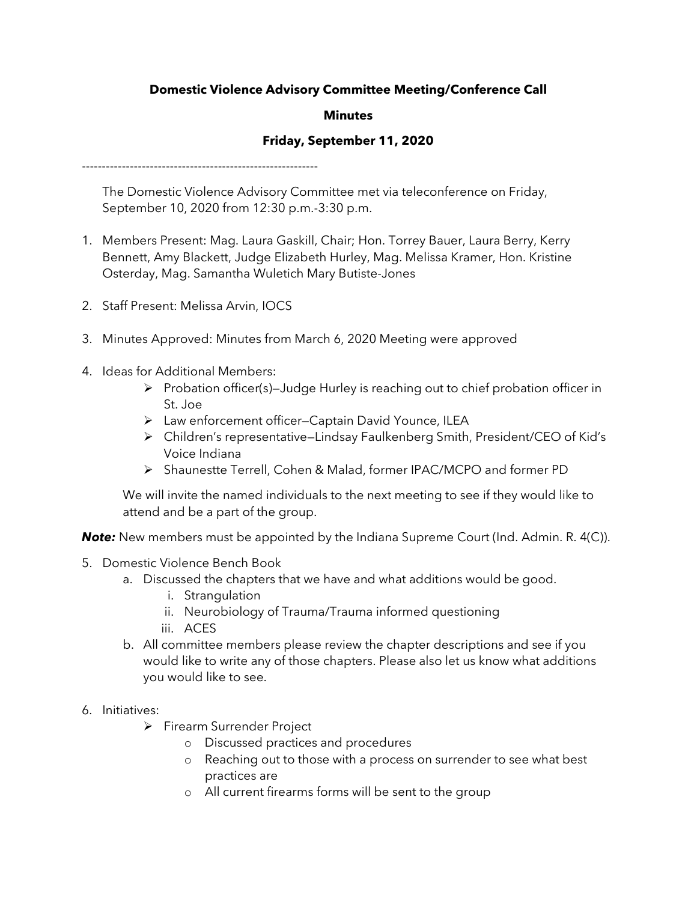**Domestic Violence Advisory Committee Meeting/Conference Call**

**Minutes**

**Friday, September 11, 2020**

-----------------------------------------------------------

The Domestic Violence Advisory Committee met via teleconference on Friday, September 10, 2020 from 12:30 p.m.-3:30 p.m.

1. Members Present: Mag. Laura Gaskill, Chair; Hon. Torrey Bauer, Laura Berry, Kerry Bennett, Amy Blackett, Judge Elizabeth Hurley, Mag. Melissa Kramer, Hon. Kristine Osterday, Mag. Samantha Wuletich Mary Butiste-Jones

2. Staff Present: Melissa Arvin, IOCS

3. Minutes Approved: Minutes from March 6, 2020 Meeting were approved

4. Ideas for Additional Members:
   - Probation officer(s)—Judge Hurley is reaching out to chief probation officer in St. Joe
   - Law enforcement officer—Captain David Younce, ILEA
   - Children's representative—Lindsay Faulkenberg Smith, President/CEO of Kid's Voice Indiana
   - Shaunestte Terrell, Cohen & Malad, former IPAC/MCPO and former PD

   We will invite the named individuals to the next meeting to see if they would like to attend and be a part of the group.

***Note:*** New members must be appointed by the Indiana Supreme Court (Ind. Admin. R. 4(C)).

5. Domestic Violence Bench Book
   a. Discussed the chapters that we have and what additions would be good.
      i. Strangulation
      ii. Neurobiology of Trauma/Trauma informed questioning
      iii. ACES
   b. All committee members please review the chapter descriptions and see if you would like to write any of those chapters. Please also let us know what additions you would like to see.

6. Initiatives:
   - Firearm Surrender Project
     - Discussed practices and procedures
     - Reaching out to those with a process on surrender to see what best practices are
     - All current firearms forms will be sent to the group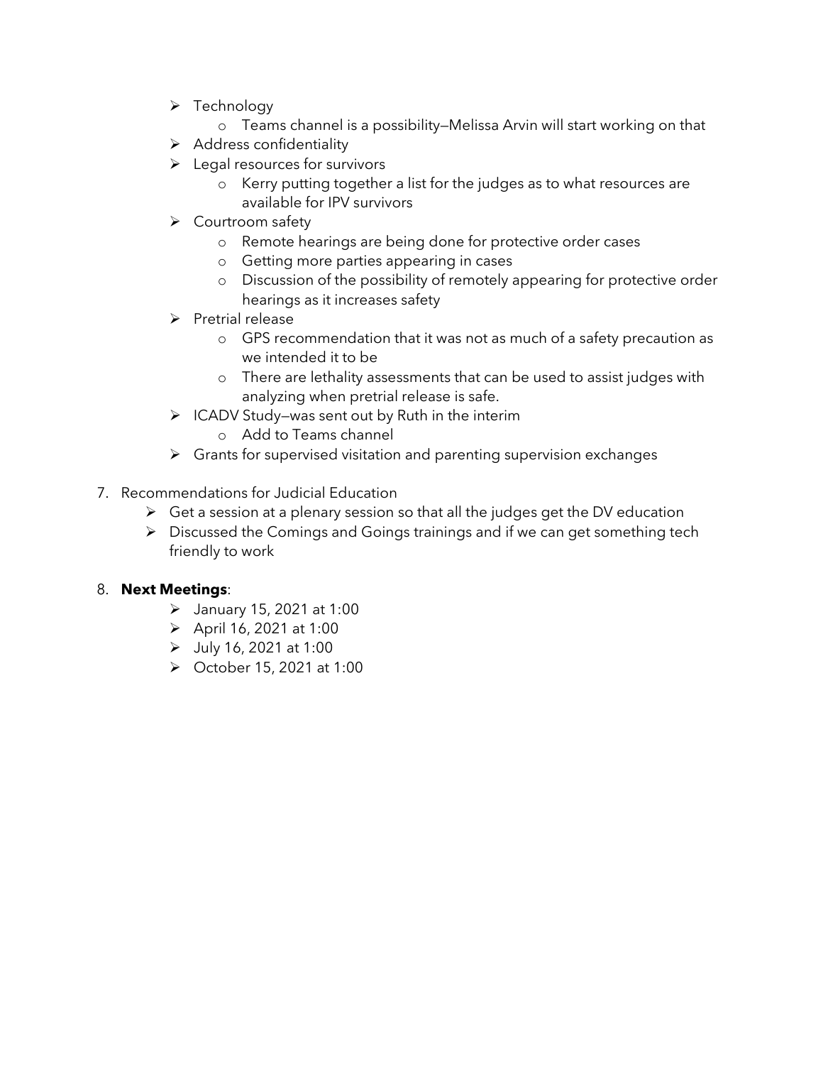- Technology
  - Teams channel is a possibility—Melissa Arvin will start working on that
- Address confidentiality
- Legal resources for survivors
  - Kerry putting together a list for the judges as to what resources are available for IPV survivors
- Courtroom safety
  - Remote hearings are being done for protective order cases
  - Getting more parties appearing in cases
  - Discussion of the possibility of remotely appearing for protective order hearings as it increases safety
- Pretrial release
  - GPS recommendation that it was not as much of a safety precaution as we intended it to be
  - There are lethality assessments that can be used to assist judges with analyzing when pretrial release is safe.
- ICADV Study—was sent out by Ruth in the interim
  - Add to Teams channel
- Grants for supervised visitation and parenting supervision exchanges

7. Recommendations for Judicial Education
   - Get a session at a plenary session so that all the judges get the DV education
   - Discussed the Comings and Goings trainings and if we can get something tech friendly to work

8. **Next Meetings**:
   - January 15, 2021 at 1:00
   - April 16, 2021 at 1:00
   - July 16, 2021 at 1:00
   - October 15, 2021 at 1:00